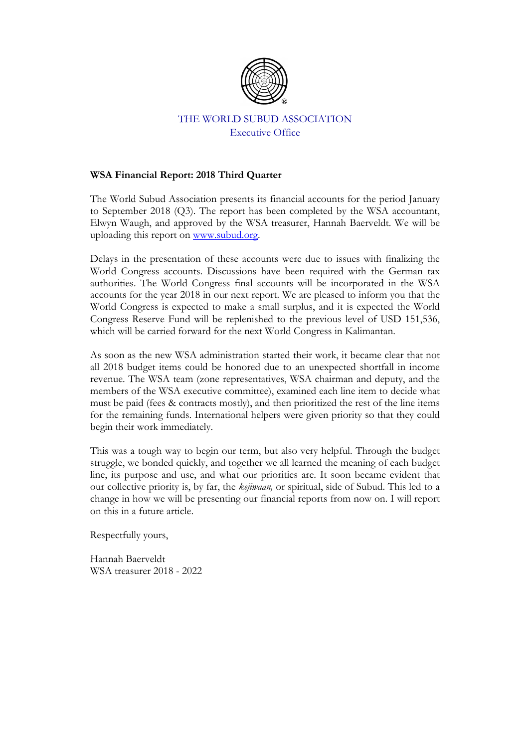THE WORLD SUBUD ASSOCIATION
Executive Office

**WSA Financial Report: 2018 Third Quarter**

The World Subud Association presents its financial accounts for the period January to September 2018 (Q3). The report has been completed by the WSA accountant, Elwyn Waugh, and approved by the WSA treasurer, Hannah Baerveldt. We will be uploading this report on [www.subud.org](http://www.subud.org).

Delays in the presentation of these accounts were due to issues with finalizing the World Congress accounts. Discussions have been required with the German tax authorities. The World Congress final accounts will be incorporated in the WSA accounts for the year 2018 in our next report. We are pleased to inform you that the World Congress is expected to make a small surplus, and it is expected the World Congress Reserve Fund will be replenished to the previous level of USD 151,536, which will be carried forward for the next World Congress in Kalimantan.

As soon as the new WSA administration started their work, it became clear that not all 2018 budget items could be honored due to an unexpected shortfall in income revenue. The WSA team (zone representatives, WSA chairman and deputy, and the members of the WSA executive committee), examined each line item to decide what must be paid (fees & contracts mostly), and then prioritized the rest of the line items for the remaining funds. International helpers were given priority so that they could begin their work immediately.

This was a tough way to begin our term, but also very helpful. Through the budget struggle, we bonded quickly, and together we all learned the meaning of each budget line, its purpose and use, and what our priorities are. It soon became evident that our collective priority is, by far, the *kejiwaan,* or spiritual, side of Subud. This led to a change in how we will be presenting our financial reports from now on. I will report on this in a future article.

Respectfully yours,

Hannah Baerveldt
WSA treasurer 2018 - 2022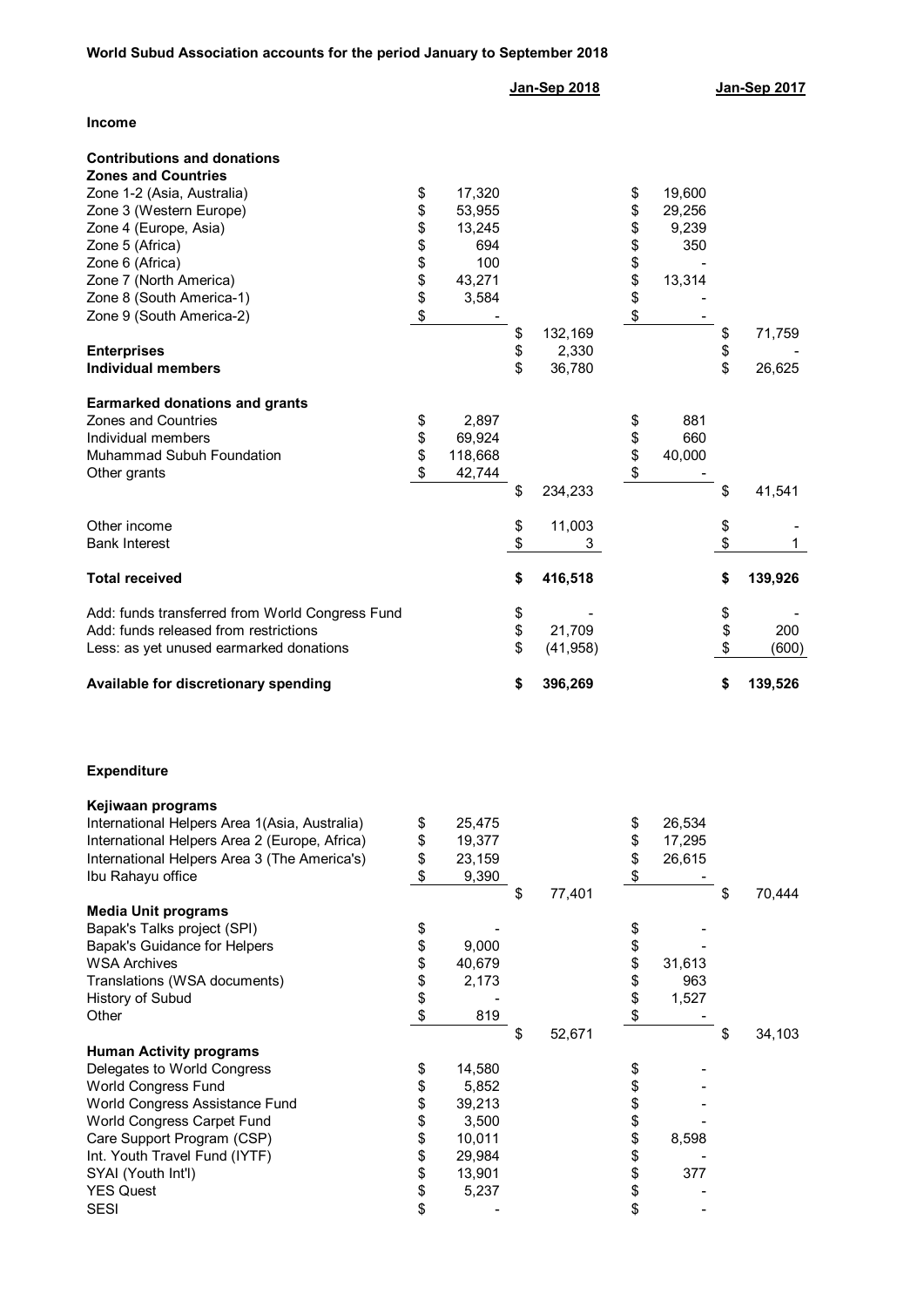**World Subud Association accounts for the period January to September 2018**

| | | Jan-Sep 2018 | | Jan-Sep 2017 |
|---|---|---|---|---|
| **Income** | | | | |
| **Contributions and donations** | | | | |
| **Zones and Countries** | | | | |
| Zone 1-2 (Asia, Australia) | $ 17,320 | | $ 19,600 | |
| Zone 3 (Western Europe) | $ 53,955 | | $ 29,256 | |
| Zone 4 (Europe, Asia) | $ 13,245 | | $ 9,239 | |
| Zone 5 (Africa) | $ 694 | | $ 350 | |
| Zone 6 (Africa) | $ 100 | | $ - | |
| Zone 7 (North America) | $ 43,271 | | $ 13,314 | |
| Zone 8 (South America-1) | $ 3,584 | | $ - | |
| Zone 9 (South America-2) | $ - | | $ - | |
| | | $ 132,169 | | $ 71,759 |
| **Enterprises** | | $ 2,330 | | $ - |
| **Individual members** | | $ 36,780 | | $ 26,625 |
| **Earmarked donations and grants** | | | | |
| Zones and Countries | $ 2,897 | | $ 881 | |
| Individual members | $ 69,924 | | $ 660 | |
| Muhammad Subuh Foundation | $ 118,668 | | $ 40,000 | |
| Other grants | $ 42,744 | | $ - | |
| | | $ 234,233 | | $ 41,541 |
| Other income | | $ 11,003 | | $ - |
| Bank Interest | | $ 3 | | $ 1 |
| **Total received** | | **$ 416,518** | | **$ 139,926** |
| Add: funds transferred from World Congress Fund | | $ - | | $ - |
| Add: funds released from restrictions | | $ 21,709 | | $ 200 |
| Less: as yet unused earmarked donations | | $ (41,958) | | $ (600) |
| **Available for discretionary spending** | | **$ 396,269** | | **$ 139,526** |

| | | Jan-Sep 2018 | | Jan-Sep 2017 |
|---|---|---|---|---|
| **Expenditure** | | | | |
| **Kejiwaan programs** | | | | |
| International Helpers Area 1(Asia, Australia) | $ 25,475 | | $ 26,534 | |
| International Helpers Area 2 (Europe, Africa) | $ 19,377 | | $ 17,295 | |
| International Helpers Area 3 (The America's) | $ 23,159 | | $ 26,615 | |
| Ibu Rahayu office | $ 9,390 | | $ - | |
| | | $ 77,401 | | $ 70,444 |
| **Media Unit programs** | | | | |
| Bapak's Talks project (SPI) | $ - | | $ - | |
| Bapak's Guidance for Helpers | $ 9,000 | | $ - | |
| WSA Archives | $ 40,679 | | $ 31,613 | |
| Translations (WSA documents) | $ 2,173 | | $ 963 | |
| History of Subud | $ - | | $ 1,527 | |
| Other | $ 819 | | $ - | |
| | | $ 52,671 | | $ 34,103 |
| **Human Activity programs** | | | | |
| Delegates to World Congress | $ 14,580 | | $ - | |
| World Congress Fund | $ 5,852 | | $ - | |
| World Congress Assistance Fund | $ 39,213 | | $ - | |
| World Congress Carpet Fund | $ 3,500 | | $ - | |
| Care Support Program (CSP) | $ 10,011 | | $ 8,598 | |
| Int. Youth Travel Fund (IYTF) | $ 29,984 | | $ - | |
| SYAI (Youth Int'l) | $ 13,901 | | $ 377 | |
| YES Quest | $ 5,237 | | $ - | |
| SESI | $ - | | $ - | |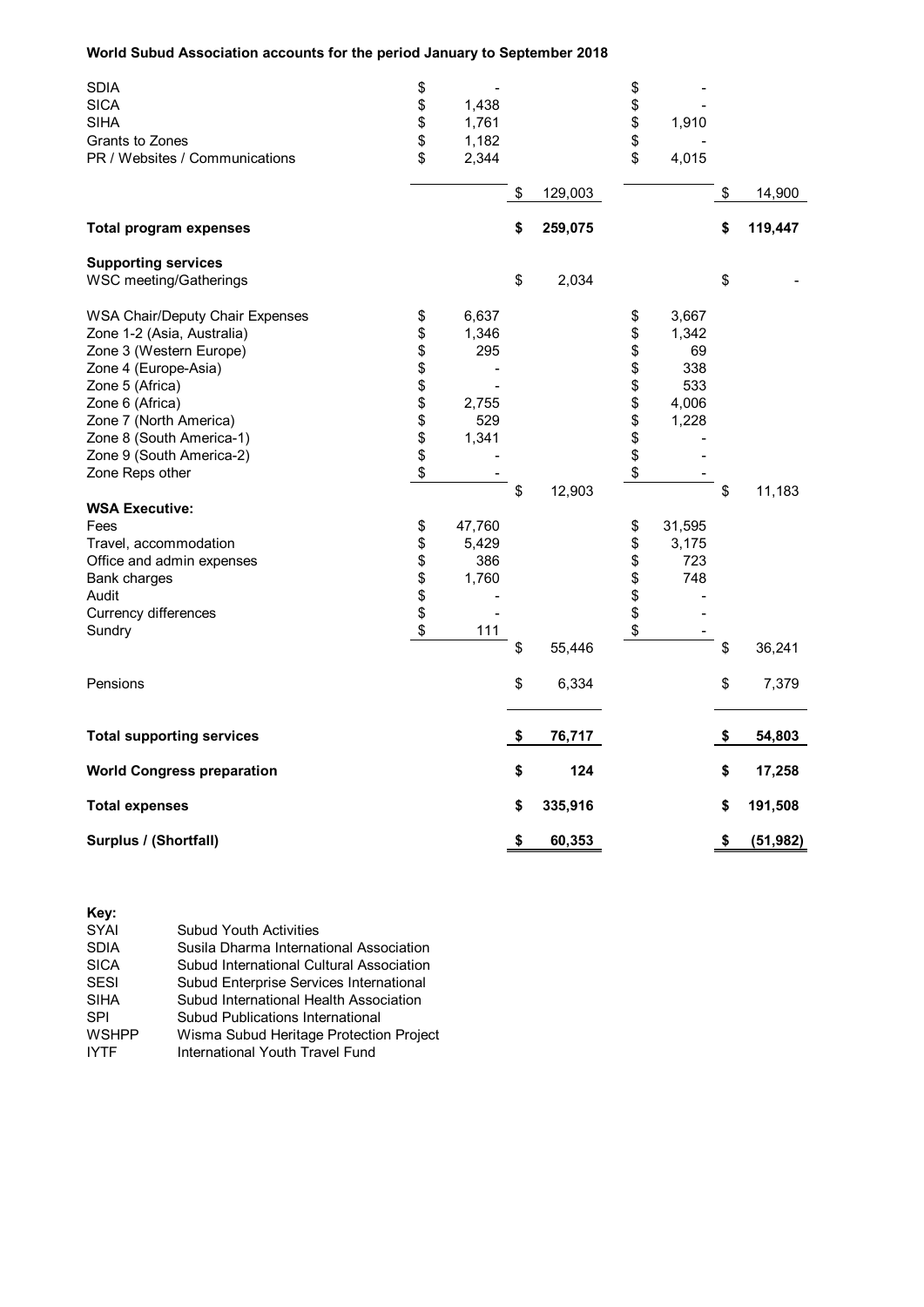**World Subud Association accounts for the period January to September 2018**

| | | | | |
|---|---|---|---|---|
| SDIA | $ - | | $ - | |
| SICA | $ 1,438 | | $ - | |
| SIHA | $ 1,761 | | $ 1,910 | |
| Grants to Zones | $ 1,182 | | $ - | |
| PR / Websites / Communications | $ 2,344 | | $ 4,015 | |
| | | $ 129,003 | | $ 14,900 |
| **Total program expenses** | | **$ 259,075** | | **$ 119,447** |
| **Supporting services** | | | | |
| WSC meeting/Gatherings | | $ 2,034 | | $ - |
| WSA Chair/Deputy Chair Expenses | $ 6,637 | | $ 3,667 | |
| Zone 1-2 (Asia, Australia) | $ 1,346 | | $ 1,342 | |
| Zone 3 (Western Europe) | $ 295 | | $ 69 | |
| Zone 4 (Europe-Asia) | $ - | | $ 338 | |
| Zone 5 (Africa) | $ - | | $ 533 | |
| Zone 6 (Africa) | $ 2,755 | | $ 4,006 | |
| Zone 7 (North America) | $ 529 | | $ 1,228 | |
| Zone 8 (South America-1) | $ 1,341 | | $ - | |
| Zone 9 (South America-2) | $ - | | $ - | |
| Zone Reps other | $ - | | $ - | |
| | | $ 12,903 | | $ 11,183 |
| **WSA Executive:** | | | | |
| Fees | $ 47,760 | | $ 31,595 | |
| Travel, accommodation | $ 5,429 | | $ 3,175 | |
| Office and admin expenses | $ 386 | | $ 723 | |
| Bank charges | $ 1,760 | | $ 748 | |
| Audit | $ - | | $ - | |
| Currency differences | $ - | | $ - | |
| Sundry | $ 111 | | $ - | |
| | | $ 55,446 | | $ 36,241 |
| Pensions | | $ 6,334 | | $ 7,379 |
| **Total supporting services** | | **$ 76,717** | | **$ 54,803** |
| **World Congress preparation** | | **$ 124** | | **$ 17,258** |
| **Total expenses** | | **$ 335,916** | | **$ 191,508** |
| **Surplus / (Shortfall)** | | **$ 60,353** | | **$ (51,982)** |

**Key:**

| | |
|---|---|
| SYAI | Subud Youth Activities |
| SDIA | Susila Dharma International Association |
| SICA | Subud International Cultural Association |
| SESI | Subud Enterprise Services International |
| SIHA | Subud International Health Association |
| SPI | Subud Publications International |
| WSHPP | Wisma Subud Heritage Protection Project |
| IYTF | International Youth Travel Fund |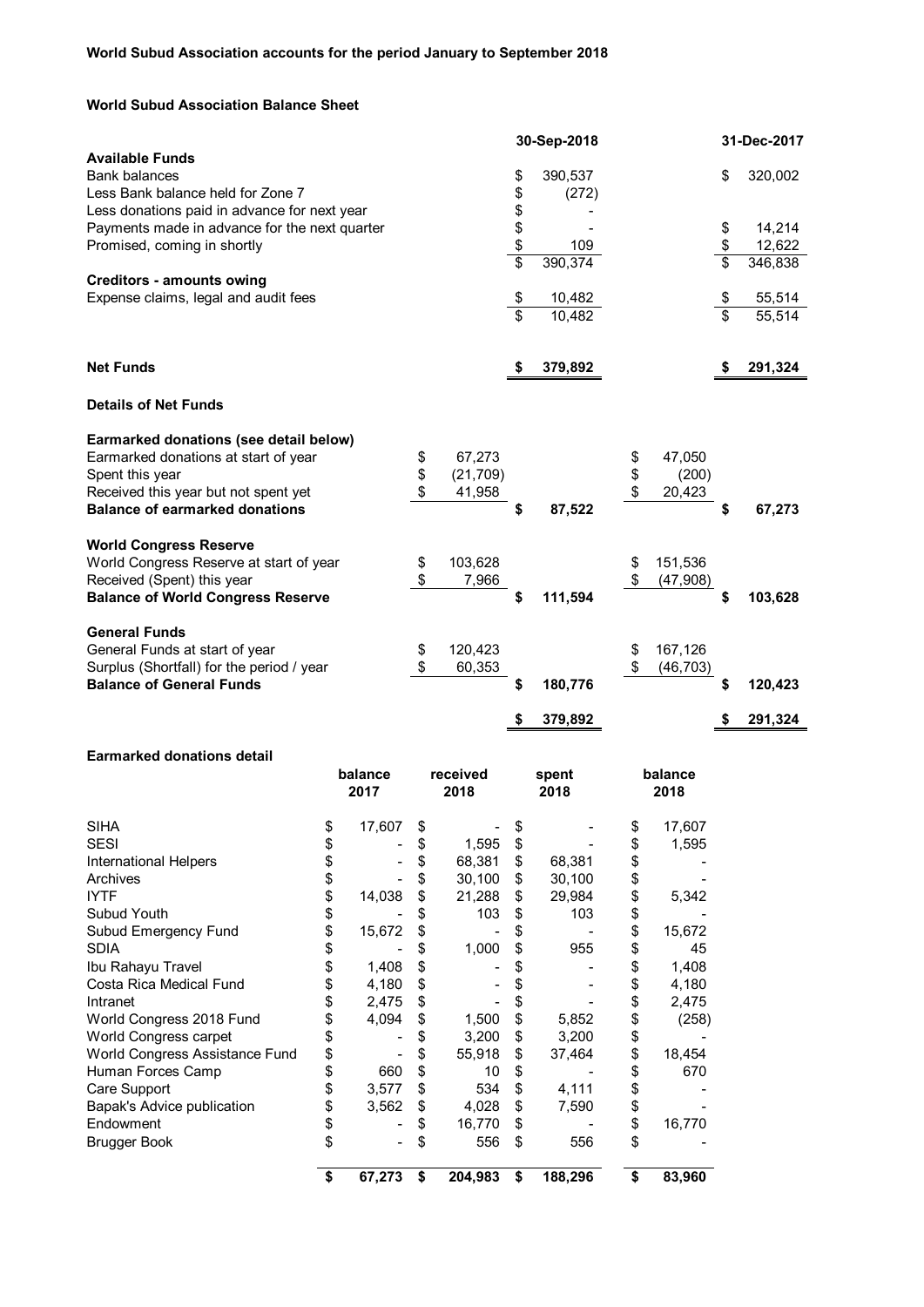**World Subud Association accounts for the period January to September 2018**

**World Subud Association Balance Sheet**

| | | 30-Sep-2018 | | 31-Dec-2017 |
|---|---|---|---|---|
| **Available Funds** | | | | |
| Bank balances | | $ 390,537 | | $ 320,002 |
| Less Bank balance held for Zone 7 | | $ (272) | | |
| Less donations paid in advance for next year | | $ - | | |
| Payments made in advance for the next quarter | | $ - | | $ 14,214 |
| Promised, coming in shortly | | $ 109 | | $ 12,622 |
| | | $ 390,374 | | $ 346,838 |
| **Creditors - amounts owing** | | | | |
| Expense claims, legal and audit fees | | $ 10,482 | | $ 55,514 |
| | | $ 10,482 | | $ 55,514 |
| **Net Funds** | | **$ 379,892** | | **$ 291,324** |
| **Details of Net Funds** | | | | |
| **Earmarked donations (see detail below)** | | | | |
| Earmarked donations at start of year | $ 67,273 | | $ 47,050 | |
| Spent this year | $ (21,709) | | $ (200) | |
| Received this year but not spent yet | $ 41,958 | | $ 20,423 | |
| **Balance of earmarked donations** | | **$ 87,522** | | **$ 67,273** |
| **World Congress Reserve** | | | | |
| World Congress Reserve at start of year | $ 103,628 | | $ 151,536 | |
| Received (Spent) this year | $ 7,966 | | $ (47,908) | |
| **Balance of World Congress Reserve** | | **$ 111,594** | | **$ 103,628** |
| **General Funds** | | | | |
| General Funds at start of year | $ 120,423 | | $ 167,126 | |
| Surplus (Shortfall) for the period / year | $ 60,353 | | $ (46,703) | |
| **Balance of General Funds** | | **$ 180,776** | | **$ 120,423** |
| | | **$ 379,892** | | **$ 291,324** |

**Earmarked donations detail**

| | balance 2017 | received 2018 | spent 2018 | balance 2018 |
|---|---|---|---|---|
| SIHA | $ 17,607 | $ - | $ - | $ 17,607 |
| SESI | $ - | $ 1,595 | $ - | $ 1,595 |
| International Helpers | $ - | $ 68,381 | $ 68,381 | $ - |
| Archives | $ - | $ 30,100 | $ 30,100 | $ - |
| IYTF | $ 14,038 | $ 21,288 | $ 29,984 | $ 5,342 |
| Subud Youth | $ - | $ 103 | $ 103 | $ - |
| Subud Emergency Fund | $ 15,672 | $ - | $ - | $ 15,672 |
| SDIA | $ - | $ 1,000 | $ 955 | $ 45 |
| Ibu Rahayu Travel | $ 1,408 | $ - | $ - | $ 1,408 |
| Costa Rica Medical Fund | $ 4,180 | $ - | $ - | $ 4,180 |
| Intranet | $ 2,475 | $ - | $ - | $ 2,475 |
| World Congress 2018 Fund | $ 4,094 | $ 1,500 | $ 5,852 | $ (258) |
| World Congress carpet | $ - | $ 3,200 | $ 3,200 | $ - |
| World Congress Assistance Fund | $ - | $ 55,918 | $ 37,464 | $ 18,454 |
| Human Forces Camp | $ 660 | $ 10 | $ - | $ 670 |
| Care Support | $ 3,577 | $ 534 | $ 4,111 | $ - |
| Bapak's Advice publication | $ 3,562 | $ 4,028 | $ 7,590 | $ - |
| Endowment | $ - | $ 16,770 | $ - | $ 16,770 |
| Brugger Book | $ - | $ 556 | $ 556 | $ - |
| | **$ 67,273** | **$ 204,983** | **$ 188,296** | **$ 83,960** |